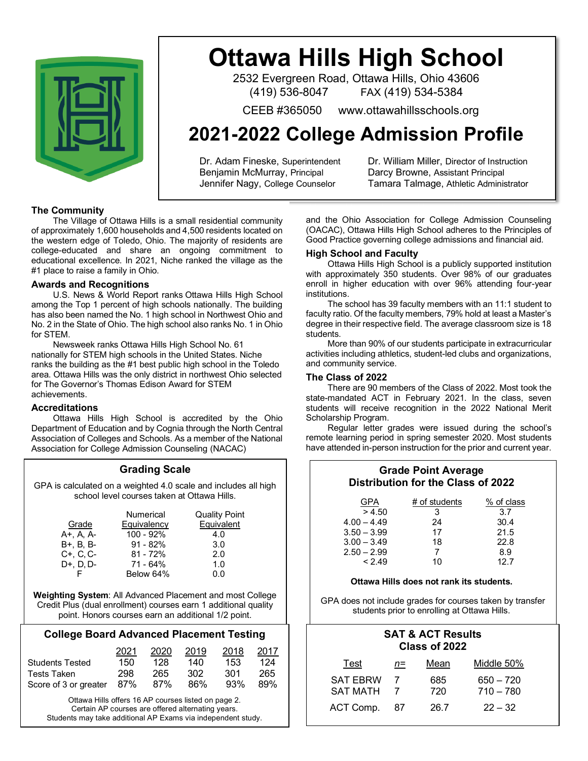# Ottawa Hills High School

2532 Evergreen Road, Ottawa Hills, Ohio 43606
(419) 536-8047 FAX (419) 534-5384

CEEB #365050 www.ottawahillsschools.org

## 2021-2022 College Admission Profile

Dr. Adam Fineske, Superintendent
Benjamin McMurray, Principal
Jennifer Nagy, College Counselor
Dr. William Miller, Director of Instruction
Darcy Browne, Assistant Principal
Tamara Talmage, Athletic Administrator

### The Community

The Village of Ottawa Hills is a small residential community of approximately 1,600 households and 4,500 residents located on the western edge of Toledo, Ohio. The majority of residents are college-educated and share an ongoing commitment to educational excellence. In 2021, Niche ranked the village as the #1 place to raise a family in Ohio.

### Awards and Recognitions

U.S. News & World Report ranks Ottawa Hills High School among the Top 1 percent of high schools nationally. The building has also been named the No. 1 high school in Northwest Ohio and No. 2 in the State of Ohio. The high school also ranks No. 1 in Ohio for STEM.

Newsweek ranks Ottawa Hills High School No. 61 nationally for STEM high schools in the United States. Niche ranks the building as the #1 best public high school in the Toledo area. Ottawa Hills was the only district in northwest Ohio selected for The Governor's Thomas Edison Award for STEM achievements.

### Accreditations

Ottawa Hills High School is accredited by the Ohio Department of Education and by Cognia through the North Central Association of Colleges and Schools. As a member of the National Association for College Admission Counseling (NACAC) and the Ohio Association for College Admission Counseling (OACAC), Ottawa Hills High School adheres to the Principles of Good Practice governing college admissions and financial aid.

### High School and Faculty

Ottawa Hills High School is a publicly supported institution with approximately 350 students. Over 98% of our graduates enroll in higher education with over 96% attending four-year institutions.

The school has 39 faculty members with an 11:1 student to faculty ratio. Of the faculty members, 79% hold at least a Master's degree in their respective field. The average classroom size is 18 students.

More than 90% of our students participate in extracurricular activities including athletics, student-led clubs and organizations, and community service.

### The Class of 2022

There are 90 members of the Class of 2022. Most took the state-mandated ACT in February 2021. In the class, seven students will receive recognition in the 2022 National Merit Scholarship Program.

Regular letter grades were issued during the school's remote learning period in spring semester 2020. Most students have attended in-person instruction for the prior and current year.

### Grading Scale

GPA is calculated on a weighted 4.0 scale and includes all high school level courses taken at Ottawa Hills.

| Grade | Numerical Equivalency | Quality Point Equivalent |
|---|---|---|
| A+, A, A- | 100 - 92% | 4.0 |
| B+, B, B- | 91 - 82% | 3.0 |
| C+, C, C- | 81 - 72% | 2.0 |
| D+, D, D- | 71 - 64% | 1.0 |
| F | Below 64% | 0.0 |

**Weighting System**: All Advanced Placement and most College Credit Plus (dual enrollment) courses earn 1 additional quality point. Honors courses earn an additional 1/2 point.

### Grade Point Average Distribution for the Class of 2022

| GPA | # of students | % of class |
|---|---|---|
| > 4.50 | 3 | 3.7 |
| 4.00 – 4.49 | 24 | 30.4 |
| 3.50 – 3.99 | 17 | 21.5 |
| 3.00 – 3.49 | 18 | 22.8 |
| 2.50 – 2.99 | 7 | 8.9 |
| < 2.49 | 10 | 12.7 |

**Ottawa Hills does not rank its students.**

GPA does not include grades for courses taken by transfer students prior to enrolling at Ottawa Hills.

### College Board Advanced Placement Testing

| | 2021 | 2020 | 2019 | 2018 | 2017 |
|---|---|---|---|---|---|
| Students Tested | 150 | 128 | 140 | 153 | 124 |
| Tests Taken | 298 | 265 | 302 | 301 | 265 |
| Score of 3 or greater | 87% | 87% | 86% | 93% | 89% |

Ottawa Hills offers 16 AP courses listed on page 2.
Certain AP courses are offered alternating years.
Students may take additional AP Exams via independent study.

### SAT & ACT Results Class of 2022

| Test | n= | Mean | Middle 50% |
|---|---|---|---|
| SAT EBRW | 7 | 685 | 650 – 720 |
| SAT MATH | 7 | 720 | 710 – 780 |
| ACT Comp. | 87 | 26.7 | 22 – 32 |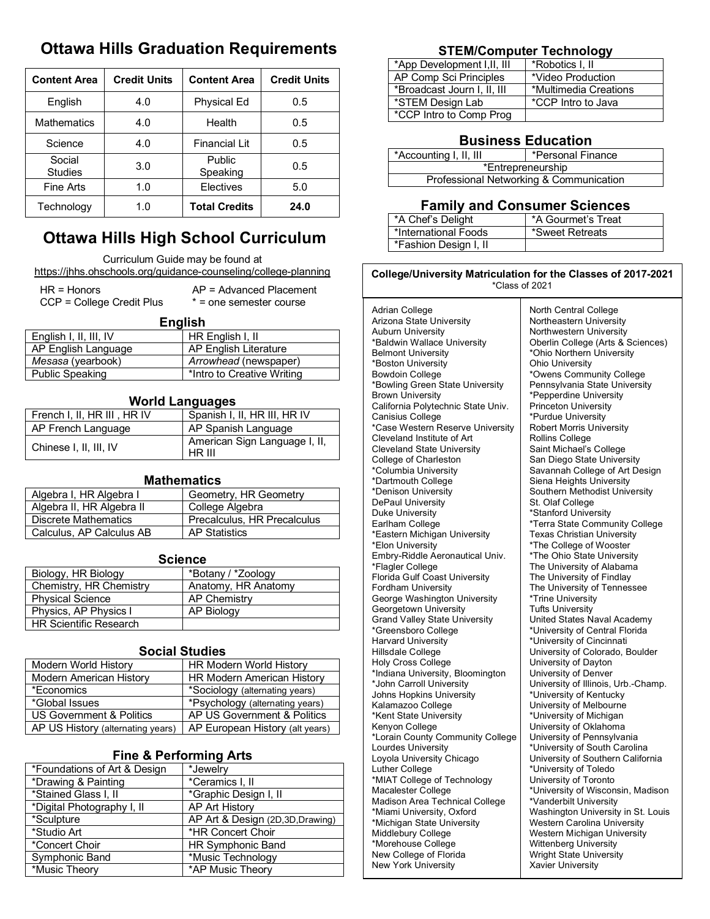# Ottawa Hills Graduation Requirements

| Content Area | Credit Units | Content Area | Credit Units |
|---|---|---|---|
| English | 4.0 | Physical Ed | 0.5 |
| Mathematics | 4.0 | Health | 0.5 |
| Science | 4.0 | Financial Lit | 0.5 |
| Social Studies | 3.0 | Public Speaking | 0.5 |
| Fine Arts | 1.0 | Electives | 5.0 |
| Technology | 1.0 | **Total Credits** | **24.0** |

# Ottawa Hills High School Curriculum

Curriculum Guide may be found at
https://jhhs.ohschools.org/guidance-counseling/college-planning

HR = Honors
AP = Advanced Placement
CCP = College Credit Plus
* = one semester course

### English

| | |
|---|---|
| English I, II, III, IV | HR English I, II |
| AP English Language | AP English Literature |
| *Mesasa* (yearbook) | *Arrowhead* (newspaper) |
| Public Speaking | *Intro to Creative Writing |

### World Languages

| | |
|---|---|
| French I, II, HR III , HR IV | Spanish I, II, HR III, HR IV |
| AP French Language | AP Spanish Language |
| Chinese I, II, III, IV | American Sign Language I, II, HR III |

### Mathematics

| | |
|---|---|
| Algebra I, HR Algebra I | Geometry, HR Geometry |
| Algebra II, HR Algebra II | College Algebra |
| Discrete Mathematics | Precalculus, HR Precalculus |
| Calculus, AP Calculus AB | AP Statistics |

### Science

| | |
|---|---|
| Biology, HR Biology | *Botany / *Zoology |
| Chemistry, HR Chemistry | Anatomy, HR Anatomy |
| Physical Science | AP Chemistry |
| Physics, AP Physics I | AP Biology |
| HR Scientific Research | |

### Social Studies

| | |
|---|---|
| Modern World History | HR Modern World History |
| Modern American History | HR Modern American History |
| *Economics | *Sociology (alternating years) |
| *Global Issues | *Psychology (alternating years) |
| US Government & Politics | AP US Government & Politics |
| AP US History (alternating years) | AP European History (alt years) |

### Fine & Performing Arts

| | |
|---|---|
| *Foundations of Art & Design | *Jewelry |
| *Drawing & Painting | *Ceramics I, II |
| *Stained Glass I, II | *Graphic Design I, II |
| *Digital Photography I, II | AP Art History |
| *Sculpture | AP Art & Design (2D,3D,Drawing) |
| *Studio Art | *HR Concert Choir |
| *Concert Choir | HR Symphonic Band |
| Symphonic Band | *Music Technology |
| *Music Theory | *AP Music Theory |

### STEM/Computer Technology

| | |
|---|---|
| *App Development I,II, III | *Robotics I, II |
| AP Comp Sci Principles | *Video Production |
| *Broadcast Journ I, II, III | *Multimedia Creations |
| *STEM Design Lab | *CCP Intro to Java |
| *CCP Intro to Comp Prog | |

### Business Education

| | |
|---|---|
| *Accounting I, II, III | *Personal Finance |
| *Entrepreneurship | |
| Professional Networking & Communication | |

### Family and Consumer Sciences

| | |
|---|---|
| *A Chef's Delight | *A Gourmet's Treat |
| *International Foods | *Sweet Retreats |
| *Fashion Design I, II | |

### College/University Matriculation for the Classes of 2017-2021

*Class of 2021

Adrian College
Arizona State University
Auburn University
*Baldwin Wallace University
Belmont University
*Boston University
Bowdoin College
*Bowling Green State University
Brown University
California Polytechnic State Univ.
Canisius College
*Case Western Reserve University
Cleveland Institute of Art
Cleveland State University
College of Charleston
*Columbia University
*Dartmouth College
*Denison University
DePaul University
Duke University
Earlham College
*Eastern Michigan University
*Elon University
Embry-Riddle Aeronautical Univ.
*Flagler College
Florida Gulf Coast University
Fordham University
George Washington University
Georgetown University
Grand Valley State University
*Greensboro College
Harvard University
Hillsdale College
Holy Cross College
*Indiana University, Bloomington
*John Carroll University
Johns Hopkins University
Kalamazoo College
*Kent State University
Kenyon College
*Lorain County Community College
Lourdes University
Loyola University Chicago
Luther College
*MIAT College of Technology
Macalester College
Madison Area Technical College
*Miami University, Oxford
*Michigan State University
Middlebury College
*Morehouse College
New College of Florida
New York University
North Central College
Northeastern University
Northwestern University
Oberlin College (Arts & Sciences)
*Ohio Northern University
Ohio University
*Owens Community College
Pennsylvania State University
*Pepperdine University
Princeton University
*Purdue University
Robert Morris University
Rollins College
Saint Michael's College
San Diego State University
Savannah College of Art Design
Siena Heights University
Southern Methodist University
St. Olaf College
*Stanford University
*Terra State Community College
Texas Christian University
*The College of Wooster
*The Ohio State University
The University of Alabama
The University of Findlay
The University of Tennessee
*Trine University
Tufts University
United States Naval Academy
*University of Central Florida
*University of Cincinnati
University of Colorado, Boulder
University of Dayton
University of Denver
University of Illinois, Urb.-Champ.
*University of Kentucky
University of Melbourne
*University of Michigan
University of Oklahoma
University of Pennsylvania
*University of South Carolina
University of Southern California
*University of Toledo
University of Toronto
*University of Wisconsin, Madison
*Vanderbilt University
Washington University in St. Louis
Western Carolina University
Western Michigan University
Wittenberg University
Wright State University
Xavier University